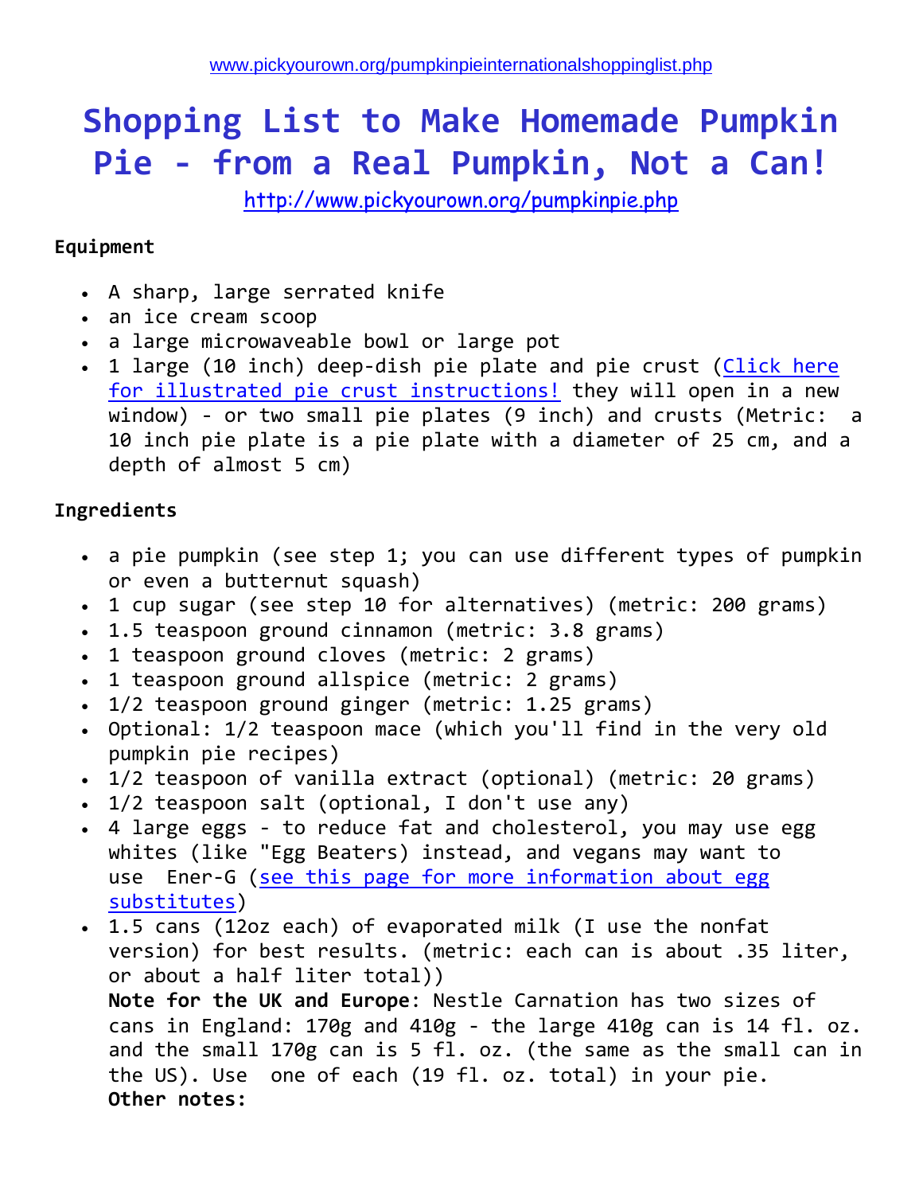www.pickyourown.org/pumpkinpieinternationalshoppinglist.php

# Shopping List to Make Homemade Pumpkin Pie - from a Real Pumpkin, Not a Can!

http://www.pickyourown.org/pumpkinpie.php

**Equipment**

- A sharp, large serrated knife
- an ice cream scoop
- a large microwaveable bowl or large pot
- 1 large (10 inch) deep-dish pie plate and pie crust (Click here for illustrated pie crust instructions! they will open in a new window) - or two small pie plates (9 inch) and crusts (Metric: a 10 inch pie plate is a pie plate with a diameter of 25 cm, and a depth of almost 5 cm)

**Ingredients**

- a pie pumpkin (see step 1; you can use different types of pumpkin or even a butternut squash)
- 1 cup sugar (see step 10 for alternatives) (metric: 200 grams)
- 1.5 teaspoon ground cinnamon (metric: 3.8 grams)
- 1 teaspoon ground cloves (metric: 2 grams)
- 1 teaspoon ground allspice (metric: 2 grams)
- 1/2 teaspoon ground ginger (metric: 1.25 grams)
- Optional: 1/2 teaspoon mace (which you'll find in the very old pumpkin pie recipes)
- 1/2 teaspoon of vanilla extract (optional) (metric: 20 grams)
- 1/2 teaspoon salt (optional, I don't use any)
- 4 large eggs - to reduce fat and cholesterol, you may use egg whites (like "Egg Beaters) instead, and vegans may want to use Ener-G (see this page for more information about egg substitutes)
- 1.5 cans (12oz each) of evaporated milk (I use the nonfat version) for best results. (metric: each can is about .35 liter, or about a half liter total))
  **Note for the UK and Europe**: Nestle Carnation has two sizes of cans in England: 170g and 410g - the large 410g can is 14 fl. oz. and the small 170g can is 5 fl. oz. (the same as the small can in the US). Use one of each (19 fl. oz. total) in your pie.
  **Other notes:**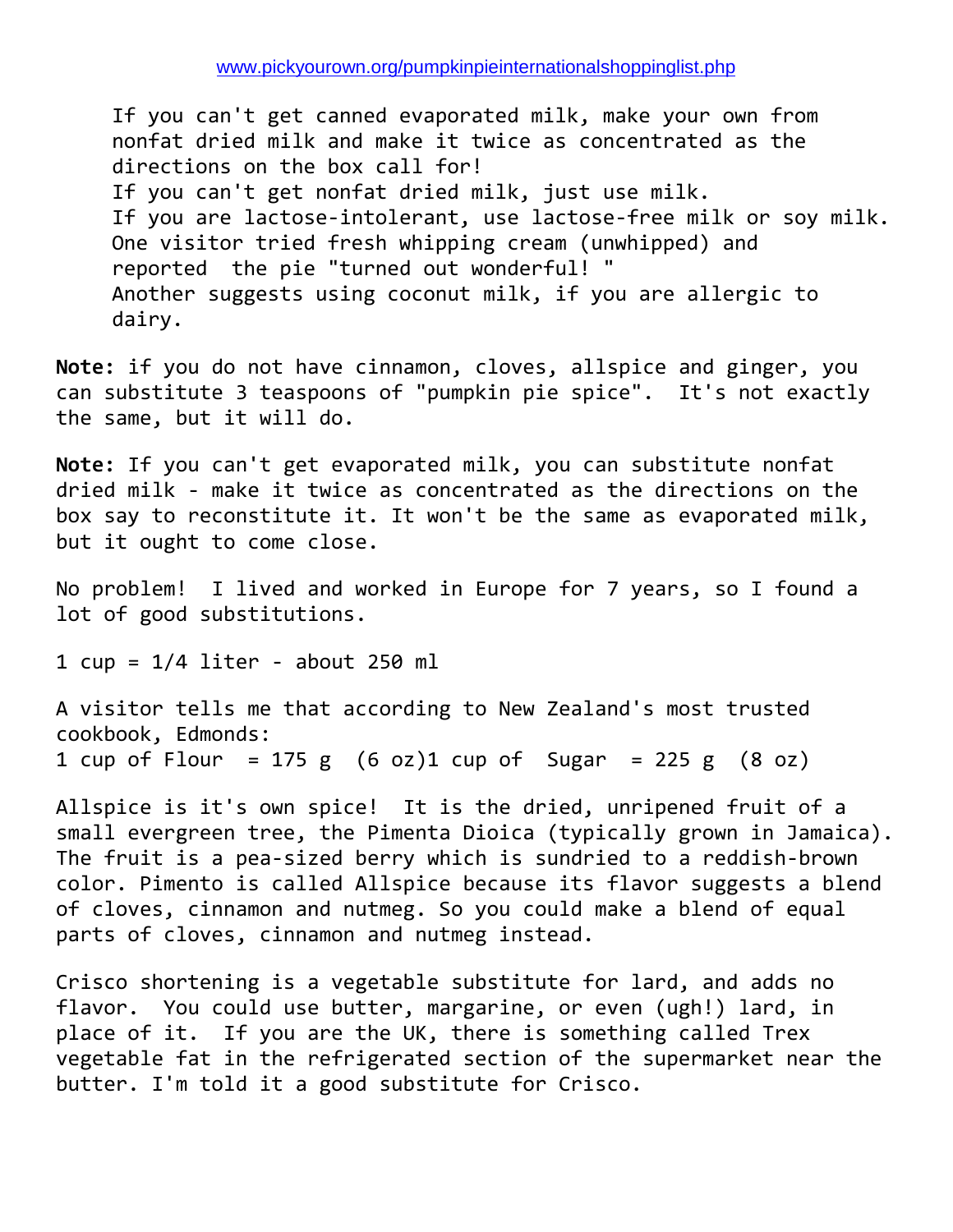If you can't get canned evaporated milk, make your own from nonfat dried milk and make it twice as concentrated as the directions on the box call for!
If you can't get nonfat dried milk, just use milk.
If you are lactose-intolerant, use lactose-free milk or soy milk.
One visitor tried fresh whipping cream (unwhipped) and reported the pie "turned out wonderful! "
Another suggests using coconut milk, if you are allergic to dairy.

**Note:** if you do not have cinnamon, cloves, allspice and ginger, you can substitute 3 teaspoons of "pumpkin pie spice". It's not exactly the same, but it will do.

**Note:** If you can't get evaporated milk, you can substitute nonfat dried milk - make it twice as concentrated as the directions on the box say to reconstitute it. It won't be the same as evaporated milk, but it ought to come close.

No problem! I lived and worked in Europe for 7 years, so I found a lot of good substitutions.

1 cup = 1/4 liter - about 250 ml

A visitor tells me that according to New Zealand's most trusted cookbook, Edmonds:
1 cup of Flour = 175 g (6 oz)1 cup of Sugar = 225 g (8 oz)

Allspice is it's own spice! It is the dried, unripened fruit of a small evergreen tree, the Pimenta Dioica (typically grown in Jamaica). The fruit is a pea-sized berry which is sundried to a reddish-brown color. Pimento is called Allspice because its flavor suggests a blend of cloves, cinnamon and nutmeg. So you could make a blend of equal parts of cloves, cinnamon and nutmeg instead.

Crisco shortening is a vegetable substitute for lard, and adds no flavor. You could use butter, margarine, or even (ugh!) lard, in place of it. If you are the UK, there is something called Trex vegetable fat in the refrigerated section of the supermarket near the butter. I'm told it a good substitute for Crisco.